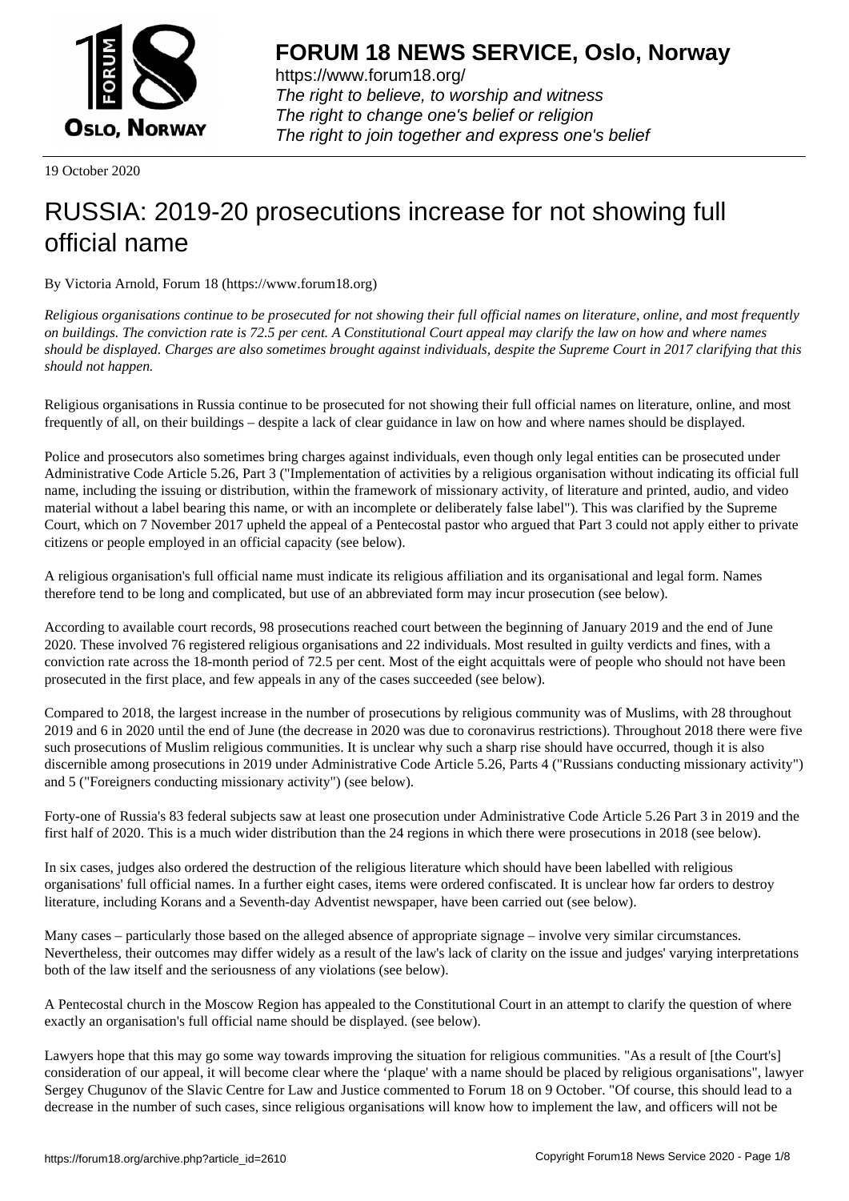# FORUM 18 NEWS SERVICE, Oslo, Norway

https://www.forum18.org/
*The right to believe, to worship and witness*
*The right to change one's belief or religion*
*The right to join together and express one's belief*

19 October 2020

# RUSSIA: 2019-20 prosecutions increase for not showing full official name

By Victoria Arnold, Forum 18 (https://www.forum18.org)

*Religious organisations continue to be prosecuted for not showing their full official names on literature, online, and most frequently on buildings. The conviction rate is 72.5 per cent. A Constitutional Court appeal may clarify the law on how and where names should be displayed. Charges are also sometimes brought against individuals, despite the Supreme Court in 2017 clarifying that this should not happen.*

Religious organisations in Russia continue to be prosecuted for not showing their full official names on literature, online, and most frequently of all, on their buildings – despite a lack of clear guidance in law on how and where names should be displayed.

Police and prosecutors also sometimes bring charges against individuals, even though only legal entities can be prosecuted under Administrative Code Article 5.26, Part 3 ("Implementation of activities by a religious organisation without indicating its official full name, including the issuing or distribution, within the framework of missionary activity, of literature and printed, audio, and video material without a label bearing this name, or with an incomplete or deliberately false label"). This was clarified by the Supreme Court, which on 7 November 2017 upheld the appeal of a Pentecostal pastor who argued that Part 3 could not apply either to private citizens or people employed in an official capacity (see below).

A religious organisation's full official name must indicate its religious affiliation and its organisational and legal form. Names therefore tend to be long and complicated, but use of an abbreviated form may incur prosecution (see below).

According to available court records, 98 prosecutions reached court between the beginning of January 2019 and the end of June 2020. These involved 76 registered religious organisations and 22 individuals. Most resulted in guilty verdicts and fines, with a conviction rate across the 18-month period of 72.5 per cent. Most of the eight acquittals were of people who should not have been prosecuted in the first place, and few appeals in any of the cases succeeded (see below).

Compared to 2018, the largest increase in the number of prosecutions by religious community was of Muslims, with 28 throughout 2019 and 6 in 2020 until the end of June (the decrease in 2020 was due to coronavirus restrictions). Throughout 2018 there were five such prosecutions of Muslim religious communities. It is unclear why such a sharp rise should have occurred, though it is also discernible among prosecutions in 2019 under Administrative Code Article 5.26, Parts 4 ("Russians conducting missionary activity") and 5 ("Foreigners conducting missionary activity") (see below).

Forty-one of Russia's 83 federal subjects saw at least one prosecution under Administrative Code Article 5.26 Part 3 in 2019 and the first half of 2020. This is a much wider distribution than the 24 regions in which there were prosecutions in 2018 (see below).

In six cases, judges also ordered the destruction of the religious literature which should have been labelled with religious organisations' full official names. In a further eight cases, items were ordered confiscated. It is unclear how far orders to destroy literature, including Korans and a Seventh-day Adventist newspaper, have been carried out (see below).

Many cases – particularly those based on the alleged absence of appropriate signage – involve very similar circumstances. Nevertheless, their outcomes may differ widely as a result of the law's lack of clarity on the issue and judges' varying interpretations both of the law itself and the seriousness of any violations (see below).

A Pentecostal church in the Moscow Region has appealed to the Constitutional Court in an attempt to clarify the question of where exactly an organisation's full official name should be displayed. (see below).

Lawyers hope that this may go some way towards improving the situation for religious communities. "As a result of [the Court's] consideration of our appeal, it will become clear where the 'plaque' with a name should be placed by religious organisations", lawyer Sergey Chugunov of the Slavic Centre for Law and Justice commented to Forum 18 on 9 October. "Of course, this should lead to a decrease in the number of such cases, since religious organisations will know how to implement the law, and officers will not be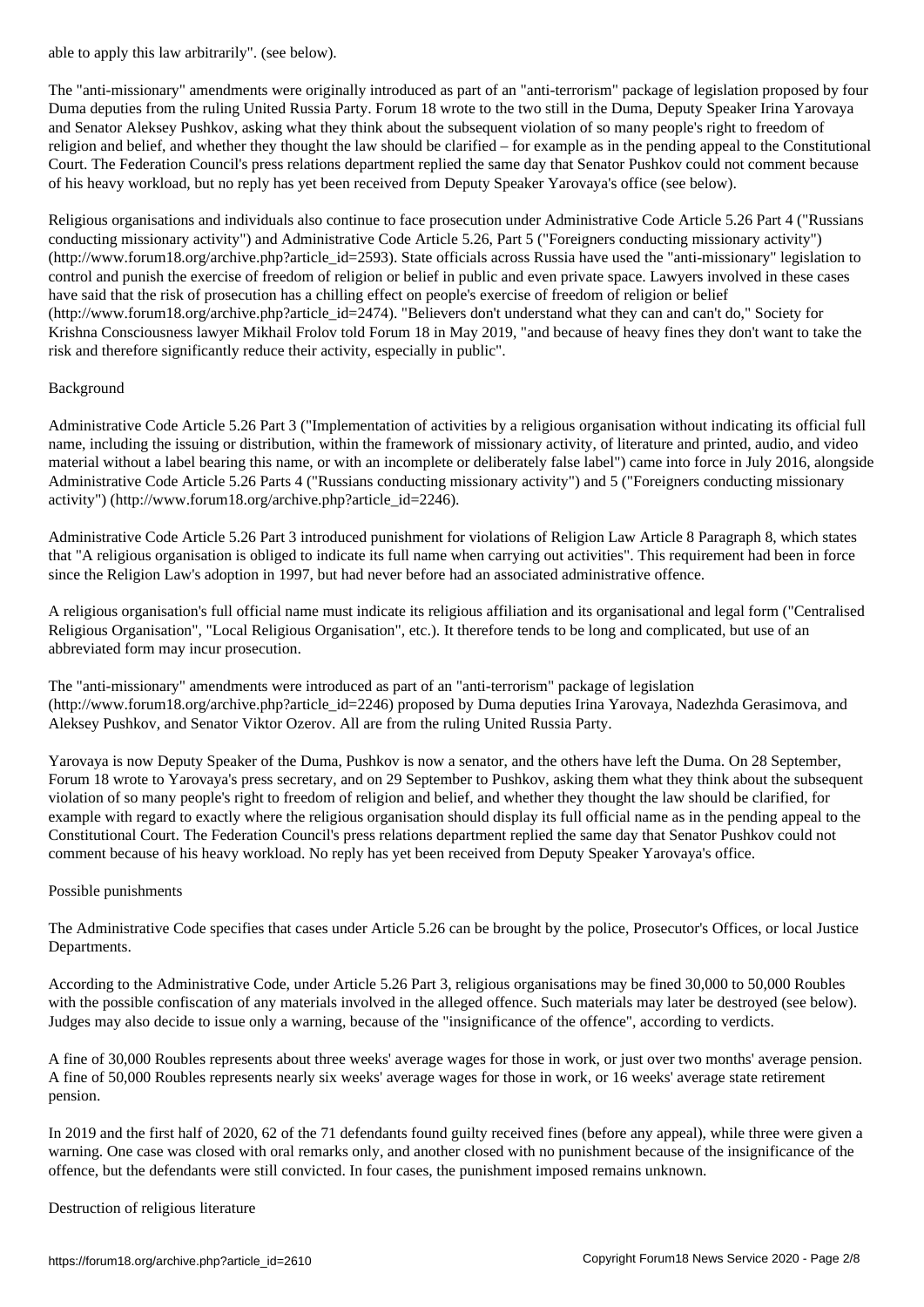able to apply this law arbitrarily". (see below).

The "anti-missionary" amendments were originally introduced as part of an "anti-terrorism" package of legislation proposed by four Duma deputies from the ruling United Russia Party. Forum 18 wrote to the two still in the Duma, Deputy Speaker Irina Yarovaya and Senator Aleksey Pushkov, asking what they think about the subsequent violation of so many people's right to freedom of religion and belief, and whether they thought the law should be clarified – for example as in the pending appeal to the Constitutional Court. The Federation Council's press relations department replied the same day that Senator Pushkov could not comment because of his heavy workload, but no reply has yet been received from Deputy Speaker Yarovaya's office (see below).

Religious organisations and individuals also continue to face prosecution under Administrative Code Article 5.26 Part 4 ("Russians conducting missionary activity") and Administrative Code Article 5.26, Part 5 ("Foreigners conducting missionary activity") (http://www.forum18.org/archive.php?article_id=2593). State officials across Russia have used the "anti-missionary" legislation to control and punish the exercise of freedom of religion or belief in public and even private space. Lawyers involved in these cases have said that the risk of prosecution has a chilling effect on people's exercise of freedom of religion or belief (http://www.forum18.org/archive.php?article_id=2474). "Believers don't understand what they can and can't do," Society for Krishna Consciousness lawyer Mikhail Frolov told Forum 18 in May 2019, "and because of heavy fines they don't want to take the risk and therefore significantly reduce their activity, especially in public".

## Background

Administrative Code Article 5.26 Part 3 ("Implementation of activities by a religious organisation without indicating its official full name, including the issuing or distribution, within the framework of missionary activity, of literature and printed, audio, and video material without a label bearing this name, or with an incomplete or deliberately false label") came into force in July 2016, alongside Administrative Code Article 5.26 Parts 4 ("Russians conducting missionary activity") and 5 ("Foreigners conducting missionary activity") (http://www.forum18.org/archive.php?article_id=2246).

Administrative Code Article 5.26 Part 3 introduced punishment for violations of Religion Law Article 8 Paragraph 8, which states that "A religious organisation is obliged to indicate its full name when carrying out activities". This requirement had been in force since the Religion Law's adoption in 1997, but had never before had an associated administrative offence.

A religious organisation's full official name must indicate its religious affiliation and its organisational and legal form ("Centralised Religious Organisation", "Local Religious Organisation", etc.). It therefore tends to be long and complicated, but use of an abbreviated form may incur prosecution.

The "anti-missionary" amendments were introduced as part of an "anti-terrorism" package of legislation (http://www.forum18.org/archive.php?article_id=2246) proposed by Duma deputies Irina Yarovaya, Nadezhda Gerasimova, and Aleksey Pushkov, and Senator Viktor Ozerov. All are from the ruling United Russia Party.

Yarovaya is now Deputy Speaker of the Duma, Pushkov is now a senator, and the others have left the Duma. On 28 September, Forum 18 wrote to Yarovaya's press secretary, and on 29 September to Pushkov, asking them what they think about the subsequent violation of so many people's right to freedom of religion and belief, and whether they thought the law should be clarified, for example with regard to exactly where the religious organisation should display its full official name as in the pending appeal to the Constitutional Court. The Federation Council's press relations department replied the same day that Senator Pushkov could not comment because of his heavy workload. No reply has yet been received from Deputy Speaker Yarovaya's office.

## Possible punishments

The Administrative Code specifies that cases under Article 5.26 can be brought by the police, Prosecutor's Offices, or local Justice Departments.

According to the Administrative Code, under Article 5.26 Part 3, religious organisations may be fined 30,000 to 50,000 Roubles with the possible confiscation of any materials involved in the alleged offence. Such materials may later be destroyed (see below). Judges may also decide to issue only a warning, because of the "insignificance of the offence", according to verdicts.

A fine of 30,000 Roubles represents about three weeks' average wages for those in work, or just over two months' average pension. A fine of 50,000 Roubles represents nearly six weeks' average wages for those in work, or 16 weeks' average state retirement pension.

In 2019 and the first half of 2020, 62 of the 71 defendants found guilty received fines (before any appeal), while three were given a warning. One case was closed with oral remarks only, and another closed with no punishment because of the insignificance of the offence, but the defendants were still convicted. In four cases, the punishment imposed remains unknown.

## Destruction of religious literature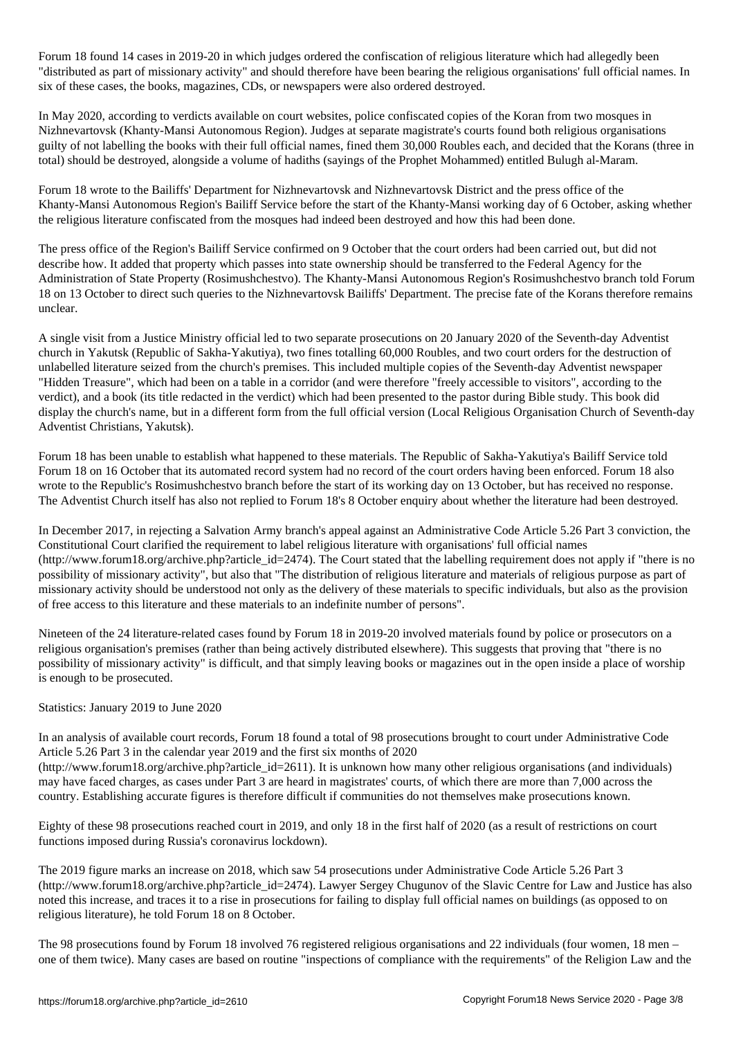Forum 18 found 14 cases in 2019-20 in which judges ordered the confiscation of religious literature which had allegedly been "distributed as part of missionary activity" and should therefore have been bearing the religious organisations' full official names. In six of these cases, the books, magazines, CDs, or newspapers were also ordered destroyed.

In May 2020, according to verdicts available on court websites, police confiscated copies of the Koran from two mosques in Nizhnevartovsk (Khanty-Mansi Autonomous Region). Judges at separate magistrate's courts found both religious organisations guilty of not labelling the books with their full official names, fined them 30,000 Roubles each, and decided that the Korans (three in total) should be destroyed, alongside a volume of hadiths (sayings of the Prophet Mohammed) entitled Bulugh al-Maram.

Forum 18 wrote to the Bailiffs' Department for Nizhnevartovsk and Nizhnevartovsk District and the press office of the Khanty-Mansi Autonomous Region's Bailiff Service before the start of the Khanty-Mansi working day of 6 October, asking whether the religious literature confiscated from the mosques had indeed been destroyed and how this had been done.

The press office of the Region's Bailiff Service confirmed on 9 October that the court orders had been carried out, but did not describe how. It added that property which passes into state ownership should be transferred to the Federal Agency for the Administration of State Property (Rosimushchestvo). The Khanty-Mansi Autonomous Region's Rosimushchestvo branch told Forum 18 on 13 October to direct such queries to the Nizhnevartovsk Bailiffs' Department. The precise fate of the Korans therefore remains unclear.

A single visit from a Justice Ministry official led to two separate prosecutions on 20 January 2020 of the Seventh-day Adventist church in Yakutsk (Republic of Sakha-Yakutiya), two fines totalling 60,000 Roubles, and two court orders for the destruction of unlabelled literature seized from the church's premises. This included multiple copies of the Seventh-day Adventist newspaper "Hidden Treasure", which had been on a table in a corridor (and were therefore "freely accessible to visitors", according to the verdict), and a book (its title redacted in the verdict) which had been presented to the pastor during Bible study. This book did display the church's name, but in a different form from the full official version (Local Religious Organisation Church of Seventh-day Adventist Christians, Yakutsk).

Forum 18 has been unable to establish what happened to these materials. The Republic of Sakha-Yakutiya's Bailiff Service told Forum 18 on 16 October that its automated record system had no record of the court orders having been enforced. Forum 18 also wrote to the Republic's Rosimushchestvo branch before the start of its working day on 13 October, but has received no response. The Adventist Church itself has also not replied to Forum 18's 8 October enquiry about whether the literature had been destroyed.

In December 2017, in rejecting a Salvation Army branch's appeal against an Administrative Code Article 5.26 Part 3 conviction, the Constitutional Court clarified the requirement to label religious literature with organisations' full official names (http://www.forum18.org/archive.php?article_id=2474). The Court stated that the labelling requirement does not apply if "there is no possibility of missionary activity", but also that "The distribution of religious literature and materials of religious purpose as part of missionary activity should be understood not only as the delivery of these materials to specific individuals, but also as the provision of free access to this literature and these materials to an indefinite number of persons".

Nineteen of the 24 literature-related cases found by Forum 18 in 2019-20 involved materials found by police or prosecutors on a religious organisation's premises (rather than being actively distributed elsewhere). This suggests that proving that "there is no possibility of missionary activity" is difficult, and that simply leaving books or magazines out in the open inside a place of worship is enough to be prosecuted.

Statistics: January 2019 to June 2020

In an analysis of available court records, Forum 18 found a total of 98 prosecutions brought to court under Administrative Code Article 5.26 Part 3 in the calendar year 2019 and the first six months of 2020 (http://www.forum18.org/archive.php?article_id=2611). It is unknown how many other religious organisations (and individuals) may have faced charges, as cases under Part 3 are heard in magistrates' courts, of which there are more than 7,000 across the country. Establishing accurate figures is therefore difficult if communities do not themselves make prosecutions known.

Eighty of these 98 prosecutions reached court in 2019, and only 18 in the first half of 2020 (as a result of restrictions on court functions imposed during Russia's coronavirus lockdown).

The 2019 figure marks an increase on 2018, which saw 54 prosecutions under Administrative Code Article 5.26 Part 3 (http://www.forum18.org/archive.php?article_id=2474). Lawyer Sergey Chugunov of the Slavic Centre for Law and Justice has also noted this increase, and traces it to a rise in prosecutions for failing to display full official names on buildings (as opposed to on religious literature), he told Forum 18 on 8 October.

The 98 prosecutions found by Forum 18 involved 76 registered religious organisations and 22 individuals (four women, 18 men – one of them twice). Many cases are based on routine "inspections of compliance with the requirements" of the Religion Law and the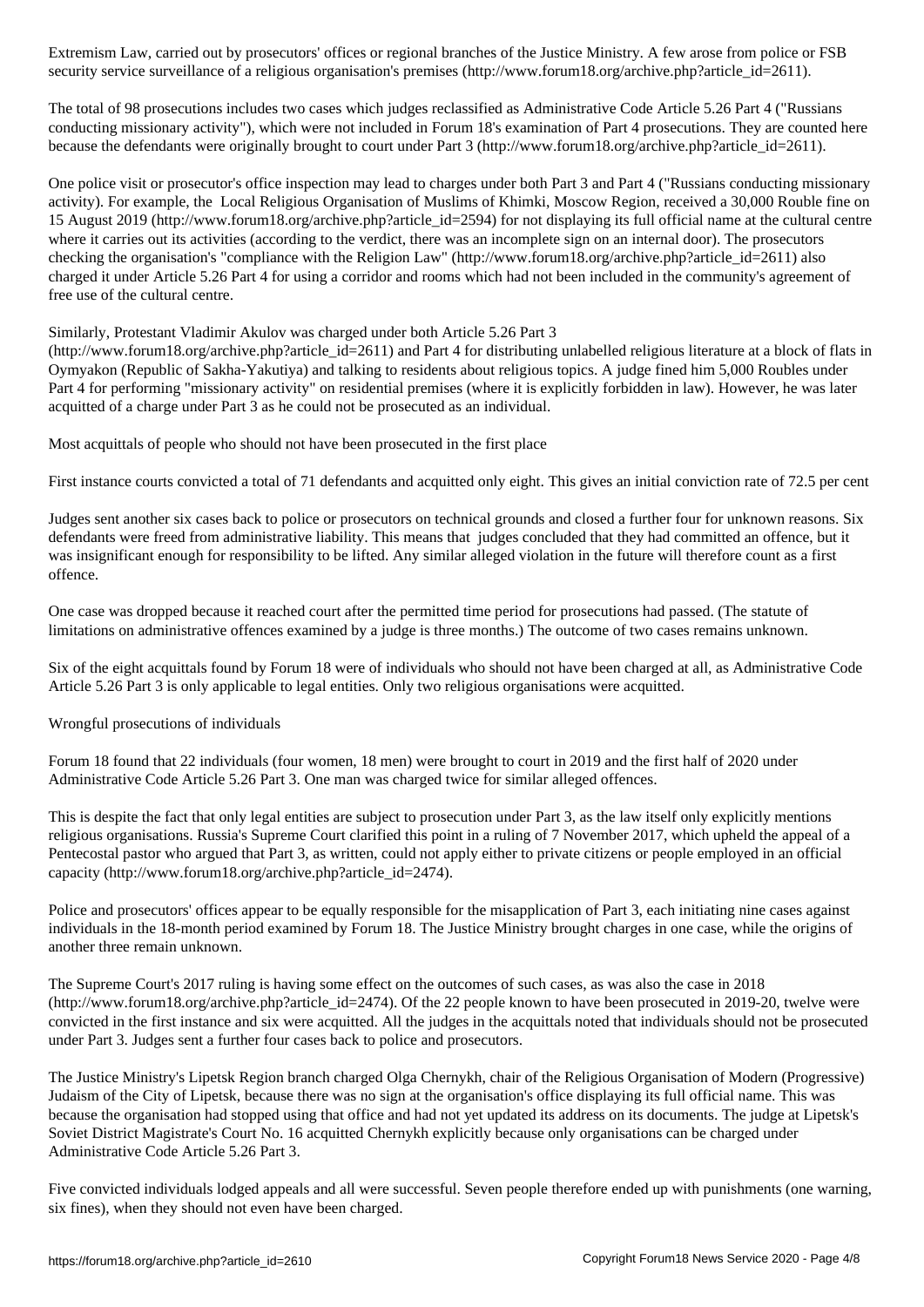Extremism Law, carried out by prosecutors' offices or regional branches of the Justice Ministry. A few arose from police or FSB security service surveillance of a religious organisation's premises (http://www.forum18.org/archive.php?article_id=2611).

The total of 98 prosecutions includes two cases which judges reclassified as Administrative Code Article 5.26 Part 4 ("Russians conducting missionary activity"), which were not included in Forum 18's examination of Part 4 prosecutions. They are counted here because the defendants were originally brought to court under Part 3 (http://www.forum18.org/archive.php?article_id=2611).

One police visit or prosecutor's office inspection may lead to charges under both Part 3 and Part 4 ("Russians conducting missionary activity). For example, the Local Religious Organisation of Muslims of Khimki, Moscow Region, received a 30,000 Rouble fine on 15 August 2019 (http://www.forum18.org/archive.php?article_id=2594) for not displaying its full official name at the cultural centre where it carries out its activities (according to the verdict, there was an incomplete sign on an internal door). The prosecutors checking the organisation's "compliance with the Religion Law" (http://www.forum18.org/archive.php?article_id=2611) also charged it under Article 5.26 Part 4 for using a corridor and rooms which had not been included in the community's agreement of free use of the cultural centre.

Similarly, Protestant Vladimir Akulov was charged under both Article 5.26 Part 3 (http://www.forum18.org/archive.php?article_id=2611) and Part 4 for distributing unlabelled religious literature at a block of flats in Oymyakon (Republic of Sakha-Yakutiya) and talking to residents about religious topics. A judge fined him 5,000 Roubles under Part 4 for performing "missionary activity" on residential premises (where it is explicitly forbidden in law). However, he was later acquitted of a charge under Part 3 as he could not be prosecuted as an individual.

## Most acquittals of people who should not have been prosecuted in the first place

First instance courts convicted a total of 71 defendants and acquitted only eight. This gives an initial conviction rate of 72.5 per cent

Judges sent another six cases back to police or prosecutors on technical grounds and closed a further four for unknown reasons. Six defendants were freed from administrative liability. This means that judges concluded that they had committed an offence, but it was insignificant enough for responsibility to be lifted. Any similar alleged violation in the future will therefore count as a first offence.

One case was dropped because it reached court after the permitted time period for prosecutions had passed. (The statute of limitations on administrative offences examined by a judge is three months.) The outcome of two cases remains unknown.

Six of the eight acquittals found by Forum 18 were of individuals who should not have been charged at all, as Administrative Code Article 5.26 Part 3 is only applicable to legal entities. Only two religious organisations were acquitted.

## Wrongful prosecutions of individuals

Forum 18 found that 22 individuals (four women, 18 men) were brought to court in 2019 and the first half of 2020 under Administrative Code Article 5.26 Part 3. One man was charged twice for similar alleged offences.

This is despite the fact that only legal entities are subject to prosecution under Part 3, as the law itself only explicitly mentions religious organisations. Russia's Supreme Court clarified this point in a ruling of 7 November 2017, which upheld the appeal of a Pentecostal pastor who argued that Part 3, as written, could not apply either to private citizens or people employed in an official capacity (http://www.forum18.org/archive.php?article_id=2474).

Police and prosecutors' offices appear to be equally responsible for the misapplication of Part 3, each initiating nine cases against individuals in the 18-month period examined by Forum 18. The Justice Ministry brought charges in one case, while the origins of another three remain unknown.

The Supreme Court's 2017 ruling is having some effect on the outcomes of such cases, as was also the case in 2018 (http://www.forum18.org/archive.php?article_id=2474). Of the 22 people known to have been prosecuted in 2019-20, twelve were convicted in the first instance and six were acquitted. All the judges in the acquittals noted that individuals should not be prosecuted under Part 3. Judges sent a further four cases back to police and prosecutors.

The Justice Ministry's Lipetsk Region branch charged Olga Chernykh, chair of the Religious Organisation of Modern (Progressive) Judaism of the City of Lipetsk, because there was no sign at the organisation's office displaying its full official name. This was because the organisation had stopped using that office and had not yet updated its address on its documents. The judge at Lipetsk's Soviet District Magistrate's Court No. 16 acquitted Chernykh explicitly because only organisations can be charged under Administrative Code Article 5.26 Part 3.

Five convicted individuals lodged appeals and all were successful. Seven people therefore ended up with punishments (one warning, six fines), when they should not even have been charged.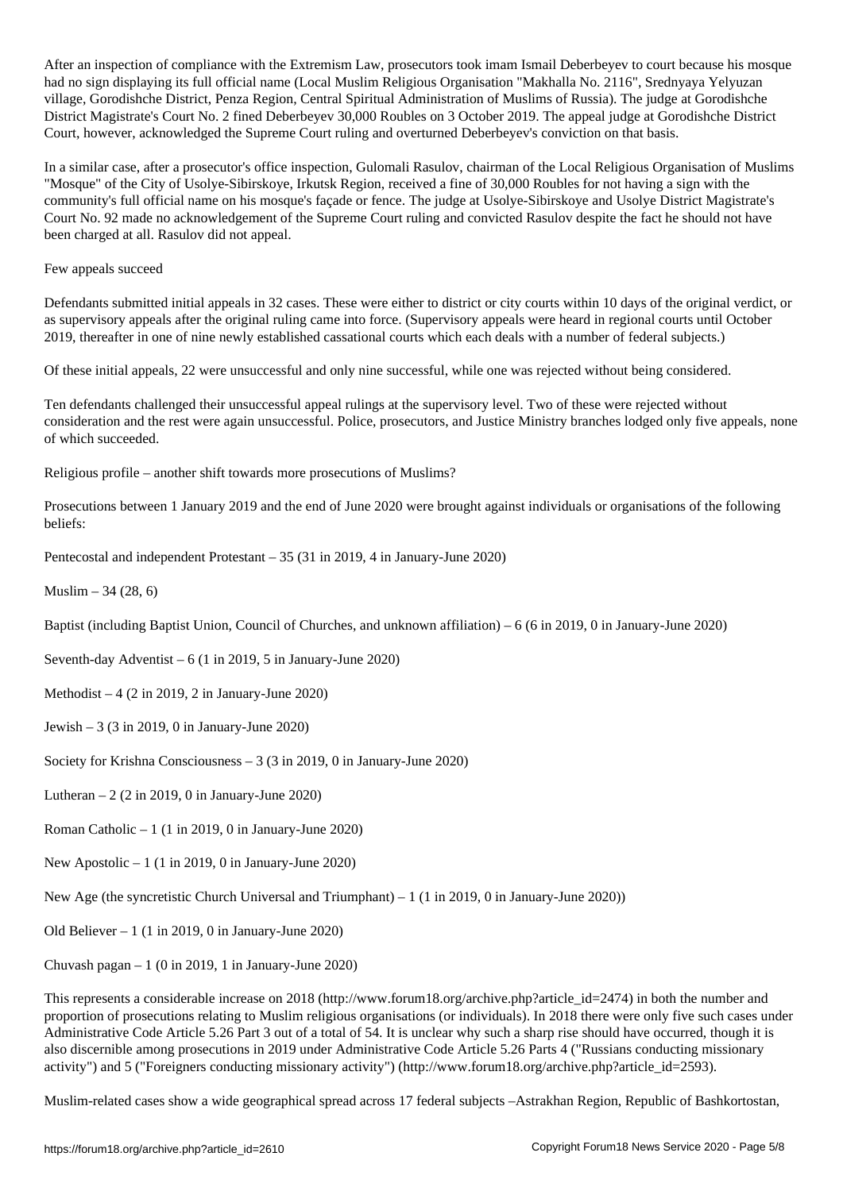After an inspection of compliance with the Extremism Law, prosecutors took imam Ismail Deberbeyev to court because his mosque had no sign displaying its full official name (Local Muslim Religious Organisation "Makhalla No. 2116", Srednyaya Yelyuzan village, Gorodishche District, Penza Region, Central Spiritual Administration of Muslims of Russia). The judge at Gorodishche District Magistrate's Court No. 2 fined Deberbeyev 30,000 Roubles on 3 October 2019. The appeal judge at Gorodishche District Court, however, acknowledged the Supreme Court ruling and overturned Deberbeyev's conviction on that basis.

In a similar case, after a prosecutor's office inspection, Gulomali Rasulov, chairman of the Local Religious Organisation of Muslims "Mosque" of the City of Usolye-Sibirskoye, Irkutsk Region, received a fine of 30,000 Roubles for not having a sign with the community's full official name on his mosque's façade or fence. The judge at Usolye-Sibirskoye and Usolye District Magistrate's Court No. 92 made no acknowledgement of the Supreme Court ruling and convicted Rasulov despite the fact he should not have been charged at all. Rasulov did not appeal.

## Few appeals succeed

Defendants submitted initial appeals in 32 cases. These were either to district or city courts within 10 days of the original verdict, or as supervisory appeals after the original ruling came into force. (Supervisory appeals were heard in regional courts until October 2019, thereafter in one of nine newly established cassational courts which each deals with a number of federal subjects.)

Of these initial appeals, 22 were unsuccessful and only nine successful, while one was rejected without being considered.

Ten defendants challenged their unsuccessful appeal rulings at the supervisory level. Two of these were rejected without consideration and the rest were again unsuccessful. Police, prosecutors, and Justice Ministry branches lodged only five appeals, none of which succeeded.

## Religious profile – another shift towards more prosecutions of Muslims?

Prosecutions between 1 January 2019 and the end of June 2020 were brought against individuals or organisations of the following beliefs:

Pentecostal and independent Protestant – 35 (31 in 2019, 4 in January-June 2020)

Muslim – 34 (28, 6)

Baptist (including Baptist Union, Council of Churches, and unknown affiliation) – 6 (6 in 2019, 0 in January-June 2020)

Seventh-day Adventist – 6 (1 in 2019, 5 in January-June 2020)

Methodist – 4 (2 in 2019, 2 in January-June 2020)

Jewish – 3 (3 in 2019, 0 in January-June 2020)

Society for Krishna Consciousness – 3 (3 in 2019, 0 in January-June 2020)

Lutheran – 2 (2 in 2019, 0 in January-June 2020)

Roman Catholic – 1 (1 in 2019, 0 in January-June 2020)

New Apostolic – 1 (1 in 2019, 0 in January-June 2020)

New Age (the syncretistic Church Universal and Triumphant) – 1 (1 in 2019, 0 in January-June 2020))

Old Believer – 1 (1 in 2019, 0 in January-June 2020)

Chuvash pagan – 1 (0 in 2019, 1 in January-June 2020)

This represents a considerable increase on 2018 (http://www.forum18.org/archive.php?article_id=2474) in both the number and proportion of prosecutions relating to Muslim religious organisations (or individuals). In 2018 there were only five such cases under Administrative Code Article 5.26 Part 3 out of a total of 54. It is unclear why such a sharp rise should have occurred, though it is also discernible among prosecutions in 2019 under Administrative Code Article 5.26 Parts 4 ("Russians conducting missionary activity") and 5 ("Foreigners conducting missionary activity") (http://www.forum18.org/archive.php?article_id=2593).

Muslim-related cases show a wide geographical spread across 17 federal subjects –Astrakhan Region, Republic of Bashkortostan,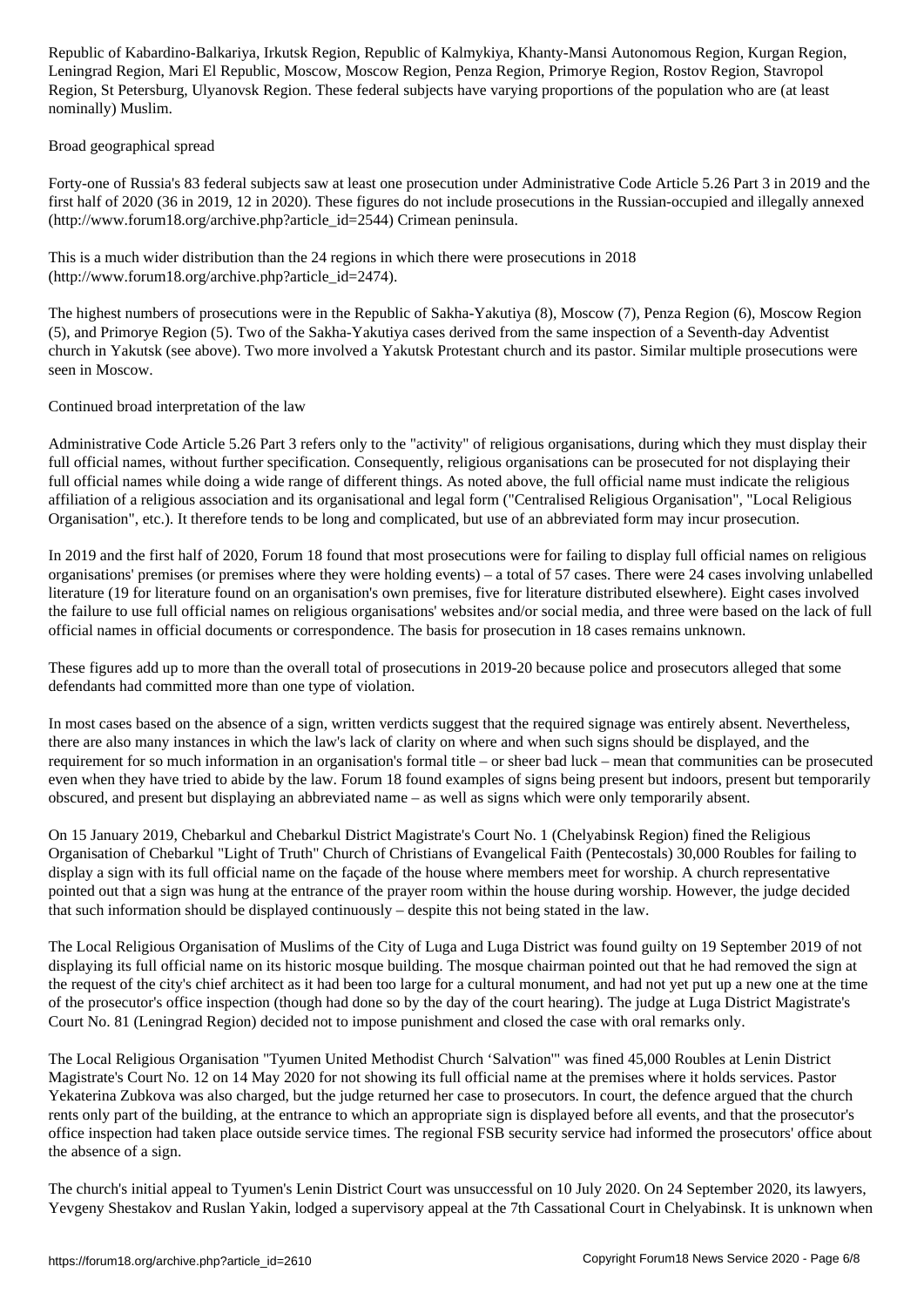Republic of Kabardino-Balkariya, Irkutsk Region, Republic of Kalmykiya, Khanty-Mansi Autonomous Region, Kurgan Region, Leningrad Region, Mari El Republic, Moscow, Moscow Region, Penza Region, Primorye Region, Rostov Region, Stavropol Region, St Petersburg, Ulyanovsk Region. These federal subjects have varying proportions of the population who are (at least nominally) Muslim.

## Broad geographical spread

Forty-one of Russia's 83 federal subjects saw at least one prosecution under Administrative Code Article 5.26 Part 3 in 2019 and the first half of 2020 (36 in 2019, 12 in 2020). These figures do not include prosecutions in the Russian-occupied and illegally annexed (http://www.forum18.org/archive.php?article_id=2544) Crimean peninsula.

This is a much wider distribution than the 24 regions in which there were prosecutions in 2018 (http://www.forum18.org/archive.php?article_id=2474).

The highest numbers of prosecutions were in the Republic of Sakha-Yakutiya (8), Moscow (7), Penza Region (6), Moscow Region (5), and Primorye Region (5). Two of the Sakha-Yakutiya cases derived from the same inspection of a Seventh-day Adventist church in Yakutsk (see above). Two more involved a Yakutsk Protestant church and its pastor. Similar multiple prosecutions were seen in Moscow.

## Continued broad interpretation of the law

Administrative Code Article 5.26 Part 3 refers only to the "activity" of religious organisations, during which they must display their full official names, without further specification. Consequently, religious organisations can be prosecuted for not displaying their full official names while doing a wide range of different things. As noted above, the full official name must indicate the religious affiliation of a religious association and its organisational and legal form ("Centralised Religious Organisation", "Local Religious Organisation", etc.). It therefore tends to be long and complicated, but use of an abbreviated form may incur prosecution.

In 2019 and the first half of 2020, Forum 18 found that most prosecutions were for failing to display full official names on religious organisations' premises (or premises where they were holding events) – a total of 57 cases. There were 24 cases involving unlabelled literature (19 for literature found on an organisation's own premises, five for literature distributed elsewhere). Eight cases involved the failure to use full official names on religious organisations' websites and/or social media, and three were based on the lack of full official names in official documents or correspondence. The basis for prosecution in 18 cases remains unknown.

These figures add up to more than the overall total of prosecutions in 2019-20 because police and prosecutors alleged that some defendants had committed more than one type of violation.

In most cases based on the absence of a sign, written verdicts suggest that the required signage was entirely absent. Nevertheless, there are also many instances in which the law's lack of clarity on where and when such signs should be displayed, and the requirement for so much information in an organisation's formal title – or sheer bad luck – mean that communities can be prosecuted even when they have tried to abide by the law. Forum 18 found examples of signs being present but indoors, present but temporarily obscured, and present but displaying an abbreviated name – as well as signs which were only temporarily absent.

On 15 January 2019, Chebarkul and Chebarkul District Magistrate's Court No. 1 (Chelyabinsk Region) fined the Religious Organisation of Chebarkul "Light of Truth" Church of Christians of Evangelical Faith (Pentecostals) 30,000 Roubles for failing to display a sign with its full official name on the façade of the house where members meet for worship. A church representative pointed out that a sign was hung at the entrance of the prayer room within the house during worship. However, the judge decided that such information should be displayed continuously – despite this not being stated in the law.

The Local Religious Organisation of Muslims of the City of Luga and Luga District was found guilty on 19 September 2019 of not displaying its full official name on its historic mosque building. The mosque chairman pointed out that he had removed the sign at the request of the city's chief architect as it had been too large for a cultural monument, and had not yet put up a new one at the time of the prosecutor's office inspection (though had done so by the day of the court hearing). The judge at Luga District Magistrate's Court No. 81 (Leningrad Region) decided not to impose punishment and closed the case with oral remarks only.

The Local Religious Organisation "Tyumen United Methodist Church 'Salvation'" was fined 45,000 Roubles at Lenin District Magistrate's Court No. 12 on 14 May 2020 for not showing its full official name at the premises where it holds services. Pastor Yekaterina Zubkova was also charged, but the judge returned her case to prosecutors. In court, the defence argued that the church rents only part of the building, at the entrance to which an appropriate sign is displayed before all events, and that the prosecutor's office inspection had taken place outside service times. The regional FSB security service had informed the prosecutors' office about the absence of a sign.

The church's initial appeal to Tyumen's Lenin District Court was unsuccessful on 10 July 2020. On 24 September 2020, its lawyers, Yevgeny Shestakov and Ruslan Yakin, lodged a supervisory appeal at the 7th Cassational Court in Chelyabinsk. It is unknown when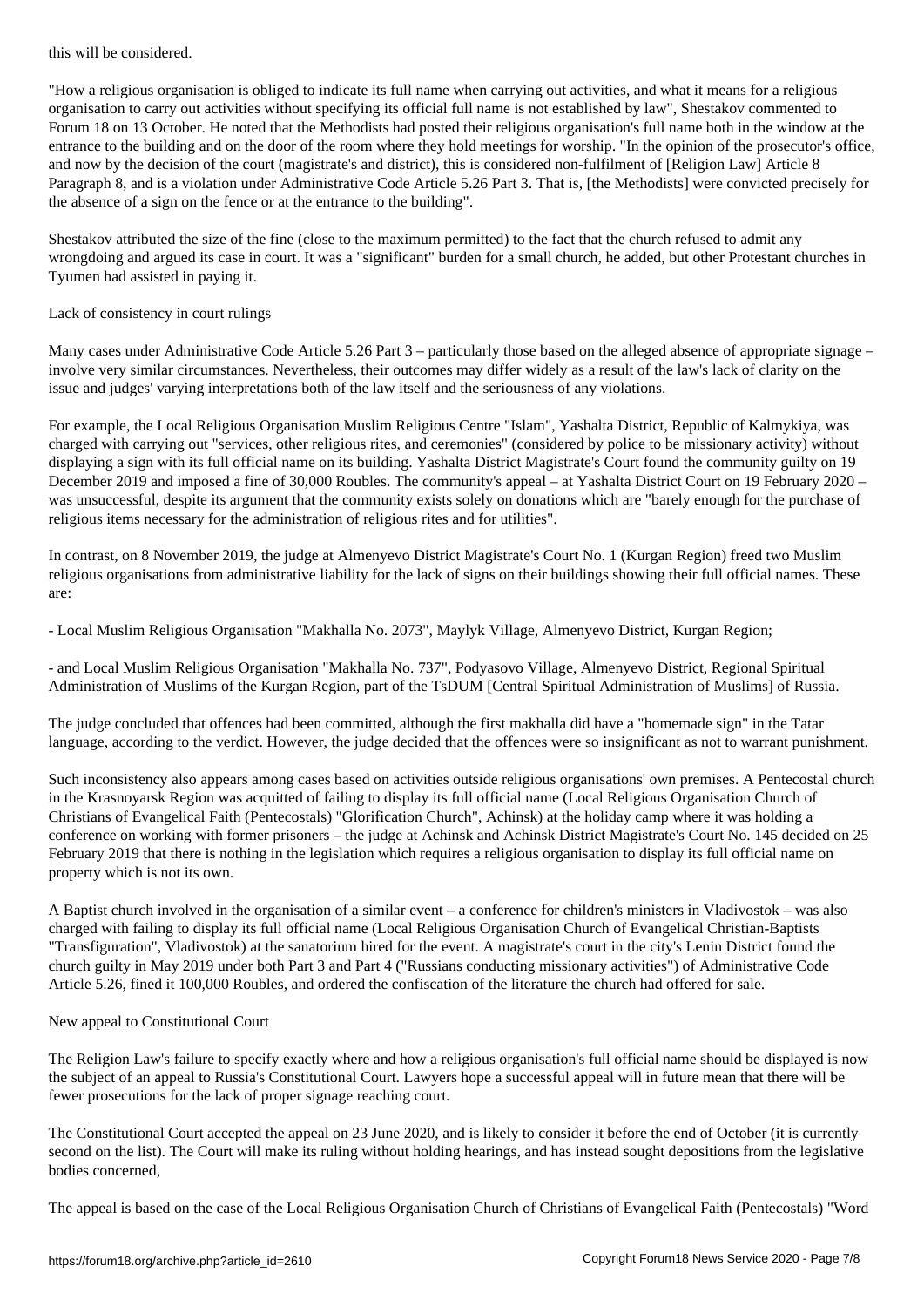this will be considered.

"How a religious organisation is obliged to indicate its full name when carrying out activities, and what it means for a religious organisation to carry out activities without specifying its official full name is not established by law", Shestakov commented to Forum 18 on 13 October. He noted that the Methodists had posted their religious organisation's full name both in the window at the entrance to the building and on the door of the room where they hold meetings for worship. "In the opinion of the prosecutor's office, and now by the decision of the court (magistrate's and district), this is considered non-fulfilment of [Religion Law] Article 8 Paragraph 8, and is a violation under Administrative Code Article 5.26 Part 3. That is, [the Methodists] were convicted precisely for the absence of a sign on the fence or at the entrance to the building".

Shestakov attributed the size of the fine (close to the maximum permitted) to the fact that the church refused to admit any wrongdoing and argued its case in court. It was a "significant" burden for a small church, he added, but other Protestant churches in Tyumen had assisted in paying it.

## Lack of consistency in court rulings

Many cases under Administrative Code Article 5.26 Part 3 – particularly those based on the alleged absence of appropriate signage – involve very similar circumstances. Nevertheless, their outcomes may differ widely as a result of the law's lack of clarity on the issue and judges' varying interpretations both of the law itself and the seriousness of any violations.

For example, the Local Religious Organisation Muslim Religious Centre "Islam", Yashalta District, Republic of Kalmykiya, was charged with carrying out "services, other religious rites, and ceremonies" (considered by police to be missionary activity) without displaying a sign with its full official name on its building. Yashalta District Magistrate's Court found the community guilty on 19 December 2019 and imposed a fine of 30,000 Roubles. The community's appeal – at Yashalta District Court on 19 February 2020 – was unsuccessful, despite its argument that the community exists solely on donations which are "barely enough for the purchase of religious items necessary for the administration of religious rites and for utilities".

In contrast, on 8 November 2019, the judge at Almenyevo District Magistrate's Court No. 1 (Kurgan Region) freed two Muslim religious organisations from administrative liability for the lack of signs on their buildings showing their full official names. These are:

- Local Muslim Religious Organisation "Makhalla No. 2073", Maylyk Village, Almenyevo District, Kurgan Region;

- and Local Muslim Religious Organisation "Makhalla No. 737", Podyasovo Village, Almenyevo District, Regional Spiritual Administration of Muslims of the Kurgan Region, part of the TsDUM [Central Spiritual Administration of Muslims] of Russia.

The judge concluded that offences had been committed, although the first makhalla did have a "homemade sign" in the Tatar language, according to the verdict. However, the judge decided that the offences were so insignificant as not to warrant punishment.

Such inconsistency also appears among cases based on activities outside religious organisations' own premises. A Pentecostal church in the Krasnoyarsk Region was acquitted of failing to display its full official name (Local Religious Organisation Church of Christians of Evangelical Faith (Pentecostals) "Glorification Church", Achinsk) at the holiday camp where it was holding a conference on working with former prisoners – the judge at Achinsk and Achinsk District Magistrate's Court No. 145 decided on 25 February 2019 that there is nothing in the legislation which requires a religious organisation to display its full official name on property which is not its own.

A Baptist church involved in the organisation of a similar event – a conference for children's ministers in Vladivostok – was also charged with failing to display its full official name (Local Religious Organisation Church of Evangelical Christian-Baptists "Transfiguration", Vladivostok) at the sanatorium hired for the event. A magistrate's court in the city's Lenin District found the church guilty in May 2019 under both Part 3 and Part 4 ("Russians conducting missionary activities") of Administrative Code Article 5.26, fined it 100,000 Roubles, and ordered the confiscation of the literature the church had offered for sale.

## New appeal to Constitutional Court

The Religion Law's failure to specify exactly where and how a religious organisation's full official name should be displayed is now the subject of an appeal to Russia's Constitutional Court. Lawyers hope a successful appeal will in future mean that there will be fewer prosecutions for the lack of proper signage reaching court.

The Constitutional Court accepted the appeal on 23 June 2020, and is likely to consider it before the end of October (it is currently second on the list). The Court will make its ruling without holding hearings, and has instead sought depositions from the legislative bodies concerned,

The appeal is based on the case of the Local Religious Organisation Church of Christians of Evangelical Faith (Pentecostals) "Word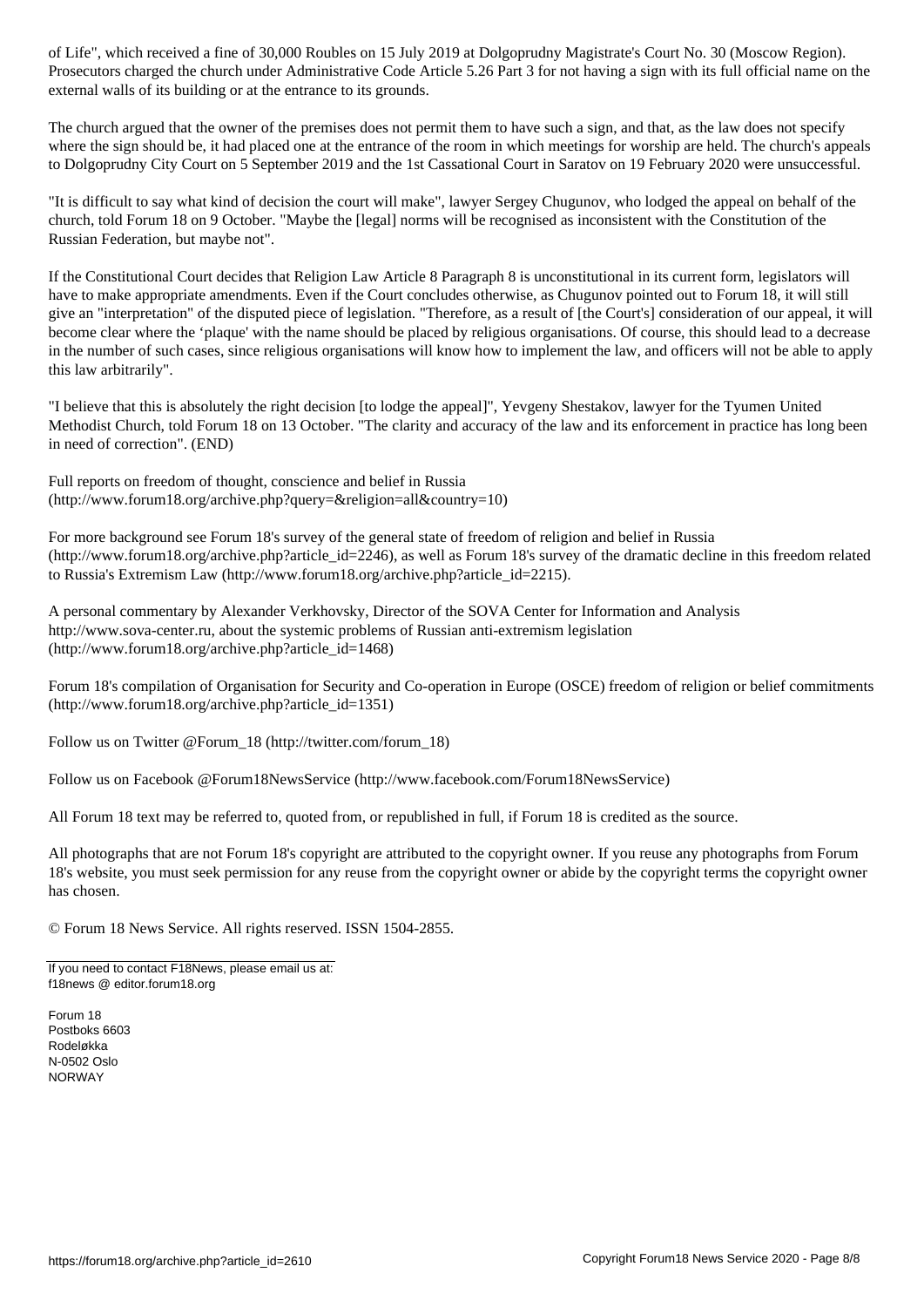of Life", which received a fine of 30,000 Roubles on 15 July 2019 at Dolgoprudny Magistrate's Court No. 30 (Moscow Region). Prosecutors charged the church under Administrative Code Article 5.26 Part 3 for not having a sign with its full official name on the external walls of its building or at the entrance to its grounds.

The church argued that the owner of the premises does not permit them to have such a sign, and that, as the law does not specify where the sign should be, it had placed one at the entrance of the room in which meetings for worship are held. The church's appeals to Dolgoprudny City Court on 5 September 2019 and the 1st Cassational Court in Saratov on 19 February 2020 were unsuccessful.

"It is difficult to say what kind of decision the court will make", lawyer Sergey Chugunov, who lodged the appeal on behalf of the church, told Forum 18 on 9 October. "Maybe the [legal] norms will be recognised as inconsistent with the Constitution of the Russian Federation, but maybe not".

If the Constitutional Court decides that Religion Law Article 8 Paragraph 8 is unconstitutional in its current form, legislators will have to make appropriate amendments. Even if the Court concludes otherwise, as Chugunov pointed out to Forum 18, it will still give an "interpretation" of the disputed piece of legislation. "Therefore, as a result of [the Court's] consideration of our appeal, it will become clear where the 'plaque' with the name should be placed by religious organisations. Of course, this should lead to a decrease in the number of such cases, since religious organisations will know how to implement the law, and officers will not be able to apply this law arbitrarily".

"I believe that this is absolutely the right decision [to lodge the appeal]", Yevgeny Shestakov, lawyer for the Tyumen United Methodist Church, told Forum 18 on 13 October. "The clarity and accuracy of the law and its enforcement in practice has long been in need of correction". (END)

Full reports on freedom of thought, conscience and belief in Russia (http://www.forum18.org/archive.php?query=&religion=all&country=10)

For more background see Forum 18's survey of the general state of freedom of religion and belief in Russia (http://www.forum18.org/archive.php?article_id=2246), as well as Forum 18's survey of the dramatic decline in this freedom related to Russia's Extremism Law (http://www.forum18.org/archive.php?article_id=2215).

A personal commentary by Alexander Verkhovsky, Director of the SOVA Center for Information and Analysis http://www.sova-center.ru, about the systemic problems of Russian anti-extremism legislation (http://www.forum18.org/archive.php?article_id=1468)

Forum 18's compilation of Organisation for Security and Co-operation in Europe (OSCE) freedom of religion or belief commitments (http://www.forum18.org/archive.php?article_id=1351)

Follow us on Twitter @Forum_18 (http://twitter.com/forum_18)

Follow us on Facebook @Forum18NewsService (http://www.facebook.com/Forum18NewsService)

All Forum 18 text may be referred to, quoted from, or republished in full, if Forum 18 is credited as the source.

All photographs that are not Forum 18's copyright are attributed to the copyright owner. If you reuse any photographs from Forum 18's website, you must seek permission for any reuse from the copyright owner or abide by the copyright terms the copyright owner has chosen.

© Forum 18 News Service. All rights reserved. ISSN 1504-2855.

If you need to contact F18News, please email us at:
f18news @ editor.forum18.org

Forum 18
Postboks 6603
Rodeløkka
N-0502 Oslo
NORWAY